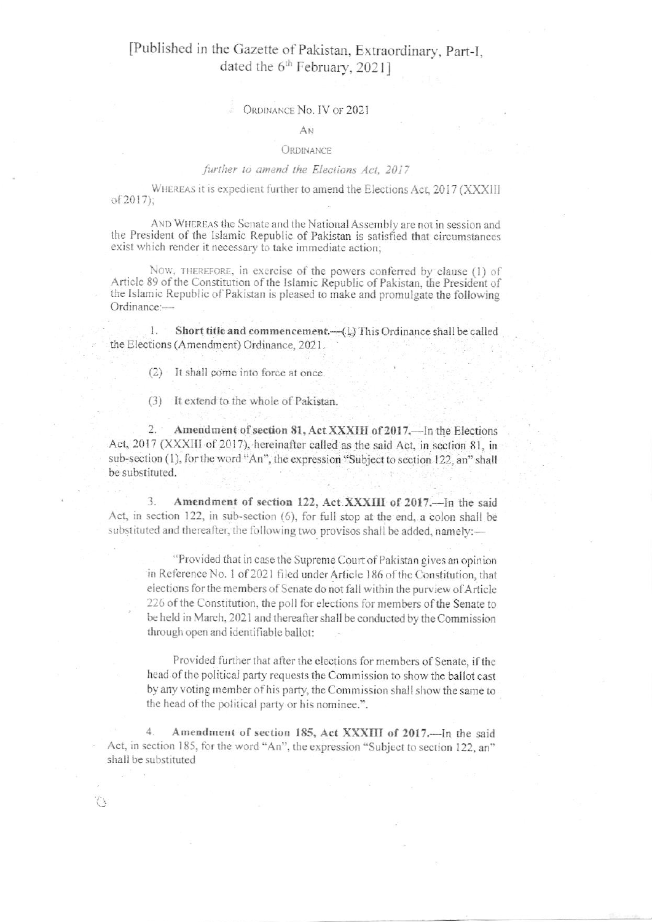[Published in the Gazette of Pakistan, Extraordinary, Part-I, dated the 6th February, 2021]

ORDINANCE NO. IV OF 2021

AN

ORDINANCE

*further to amend the Elections Act, 2017*

WHEREAS it is expedient further to amend the Elections Act, 2017 (XXXIII of 2017);

AND WHEREAS the Senate and the National Assembly are not in session and the President of the Islamic Republic of Pakistan is satisfied that circumstances exist which render it necessary to take immediate action;

NOW, THEREFORE, in exercise of the powers conferred by clause (1) of Article 89 of the Constitution of the Islamic Republic of Pakistan, the President of the Islamic Republic of Pakistan is pleased to make and promulgate the following Ordinance:—

1. **Short title and commencement.**—(1) This Ordinance shall be called the Elections (Amendment) Ordinance, 2021.

(2) It shall come into force at once.

(3) It extend to the whole of Pakistan.

2. **Amendment of section 81, Act XXXIII of 2017.**—In the Elections Act, 2017 (XXXIII of 2017), hereinafter called as the said Act, in section 81, in sub-section (1), for the word "An", the expression "Subject to section 122, an" shall be substituted.

3. **Amendment of section 122, Act XXXIII of 2017.**—In the said Act, in section 122, in sub-section (6), for full stop at the end, a colon shall be substituted and thereafter, the following two provisos shall be added, namely:—

"Provided that in case the Supreme Court of Pakistan gives an opinion in Reference No. 1 of 2021 filed under Article 186 of the Constitution, that elections for the members of Senate do not fall within the purview of Article 226 of the Constitution, the poll for elections for members of the Senate to be held in March, 2021 and thereafter shall be conducted by the Commission through open and identifiable ballot:

Provided further that after the elections for members of Senate, if the head of the political party requests the Commission to show the ballot cast by any voting member of his party, the Commission shall show the same to the head of the political party or his nominee.".

4. **Amendment of section 185, Act XXXIII of 2017.**—In the said Act, in section 185, for the word "An", the expression "Subject to section 122, an" shall be substituted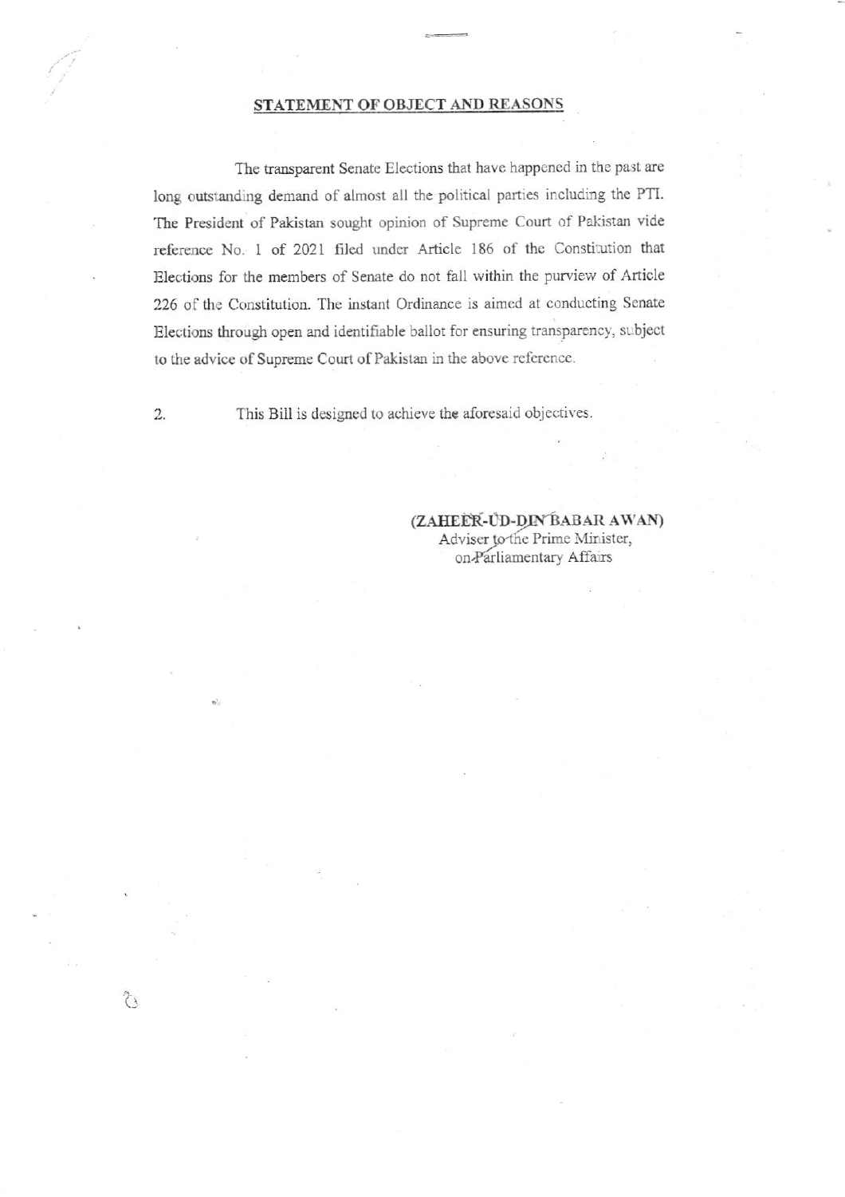## STATEMENT OF OBJECT AND REASONS

The transparent Senate Elections that have happened in the past are long outstanding demand of almost all the political parties including the PTI. The President of Pakistan sought opinion of Supreme Court of Pakistan vide reference No. 1 of 2021 filed under Article 186 of the Constitution that Elections for the members of Senate do not fall within the purview of Article 226 of the Constitution. The instant Ordinance is aimed at conducting Senate Elections through open and identifiable ballot for ensuring transparency, subject to the advice of Supreme Court of Pakistan in the above reference.

2. This Bill is designed to achieve the aforesaid objectives.

**(ZAHEER-UD-DIN BABAR AWAN)**
Adviser to the Prime Minister,
on Parliamentary Affairs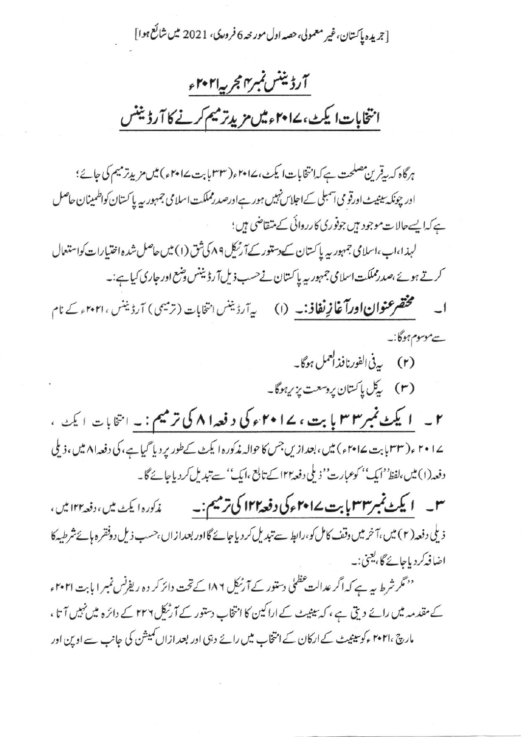[جریدہ پاکستان، غیر معمولی، حصہ اول مورخہ 6 فروری، 2021 میں شائع ہوا]

# آرڈیننس نمبر ۴ مجریہ ۲۰۲۱ء

## انتخابات ایکٹ، ۲۰۱۷ء میں مزید ترمیم کرنے کا آرڈیننس

ہرگاہ کہ یہ قرین مصلحت ہے کہ انتخابات ایکٹ، ۲۰۱۷ء (۳۳ بابت ۲۰۱۷ء) میں مزید ترمیم کی جائے؛

اور چونکہ سینیٹ اور قومی اسمبلی کے اجلاس نہیں ہو رہے اور صدر مملکت اسلامی جمہوریہ پاکستان کو اطمینان حاصل ہے کہ ایسے حالات موجود ہیں جو فوری کارروائی کے متقاضی ہیں؛

لہذا، اب، اسلامی جمہوریہ پاکستان کے دستور کے آرٹیکل ۸۹ کی شق (۱) میں حاصل شدہ اختیارات کو استعمال کرتے ہوئے، صدر مملکت اسلامی جمہوریہ پاکستان نے حسب ذیل آرڈیننس وضع اور جاری کیا ہے:۔

۱۔ **مختصر عنوان اور آغاز نفاذ:۔** (۱) یہ آرڈیننس انتخابات (ترمیمی) آرڈیننس، ۲۰۲۱ء کے نام سے موسوم ہوگا:۔

(۲) یہ فی الفور نافذ العمل ہوگا۔

(۳) یہ کل پاکستان پر وسعت پذیر ہوگا۔

۲۔ **ایکٹ نمبر ۳۳ بابت، ۲۰۱۷ء کی دفعہ ۸۱ کی ترمیم:۔** انتخابات ایکٹ، ۲۰۱۷ء (۳۳ بابت ۲۰۱۷ء) میں، بعد ازیں جس کا حوالہ مذکورہ ایکٹ کے طور پر دیا گیا ہے، کی دفعہ ۸۱ میں، ذیلی دفعہ (۱) میں، لفظ ''ایک'' کو عبارت ''ذیلی دفعہ ۱۲۲ کے تابع، ایک'' سے تبدیل کر دیا جائے گا۔

۳۔ **ایکٹ نمبر ۳۳ بابت ۲۰۱۷ء کی دفعہ ۱۲۲ کی ترمیم:۔** مذکورہ ایکٹ میں، دفعہ ۱۲۲ میں، ذیلی دفعہ (۲) میں، آخر میں وقف کامل کو، رابطہ سے تبدیل کر دیا جائے گا اور بعد ازاں، حسب ذیل دو فقرہ ہائے شرطیہ کا اضافہ کر دیا جائے گا، یعنی:۔

''مگر شرط یہ ہے کہ اگر عدالت عظمیٰ دستور کے آرٹیکل ۱۸۶ کے تحت دائر کردہ ریفرنس نمبر ۱ بابت ۲۰۲۱ء کے مقدمہ میں رائے دیتی ہے، کہ سینیٹ کے اراکین کا انتخاب دستور کے آرٹیکل ۲۲۶ کے دائرہ میں نہیں آتا، مارچ، ۲۰۲۱ء کو سینیٹ کے ارکان کے انتخاب میں رائے دہی اور بعد ازاں کمیشن کی جانب سے اوپن اور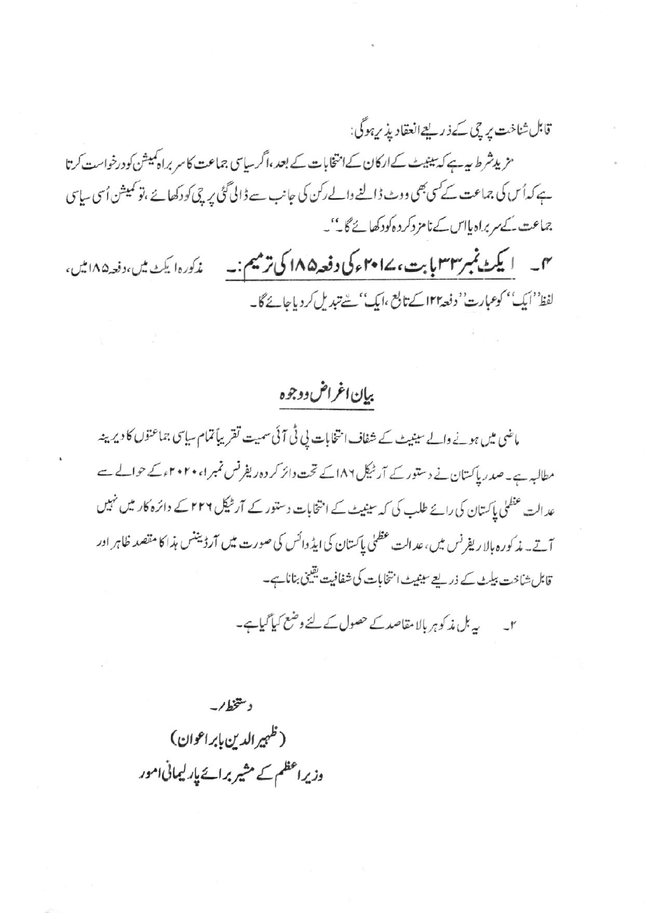قابل شناخت پرچی کے ذریعے انعقاد پذیر ہوگی:

مزید شرط یہ ہے کہ سینیٹ کے ارکان کے انتخابات کے بعد، اگر سیاسی جماعت کا سربراہ کمیشن کو درخواست کرتا ہے کہ اُس کی جماعت کے کسی بھی ووٹ ڈالنے والے رکن کی جانب سے ڈالی گئی پرچی کو دکھائے، تو کمیشن اُسی سیاسی جماعت کے سربراہ یا اس کے نامزد کردہ کو دکھائے گا''۔

۴۔ **ایکٹ نمبر ۳۳ بابت، ۲۰۱۷ء کی دفعہ ۱۸۵ کی ترمیم:۔** مذکورہ ایکٹ میں، دفعہ ۱۸۵ میں، لفظ ''ایک'' کو عبارت ''دفعہ ۱۲۲ کے تابع، ایک'' سے تبدیل کر دیا جائے گا۔

## بیان اغراض و وجوہ

ماضی میں ہونے والے سینیٹ کے شفاف انتخابات پی ٹی آئی سمیت تقریباً تمام سیاسی جماعتوں کا دیرینہ مطالبہ ہے۔ صدر پاکستان نے دستور کے آرٹیکل ۱۸۶ کے تحت دائر کردہ ریفرنس نمبر ۱، ۲۰۲۰ء کے حوالے سے عدالت عظمیٰ پاکستان کی رائے طلب کی کہ سینیٹ کے انتخابات دستور کے آرٹیکل ۲۲۶ کے دائرہ کار میں نہیں آتے۔ مذکورہ بالا ریفرنس میں، عدالت عظمیٰ پاکستان کی ایڈوائس کی صورت میں آرڈیننس ہذا کا مقصد ظاہر اور قابل شناخت بیلٹ کے ذریعے سینیٹ انتخابات کی شفافیت یقینی بنانا ہے۔

۲۔ یہ بل مذکورہ بالا مقاصد کے حصول کے لئے وضع کیا گیا ہے۔

دستخط/۔

(ظہیر الدین بابر اعوان)

وزیر اعظم کے مشیر برائے پارلیمانی امور